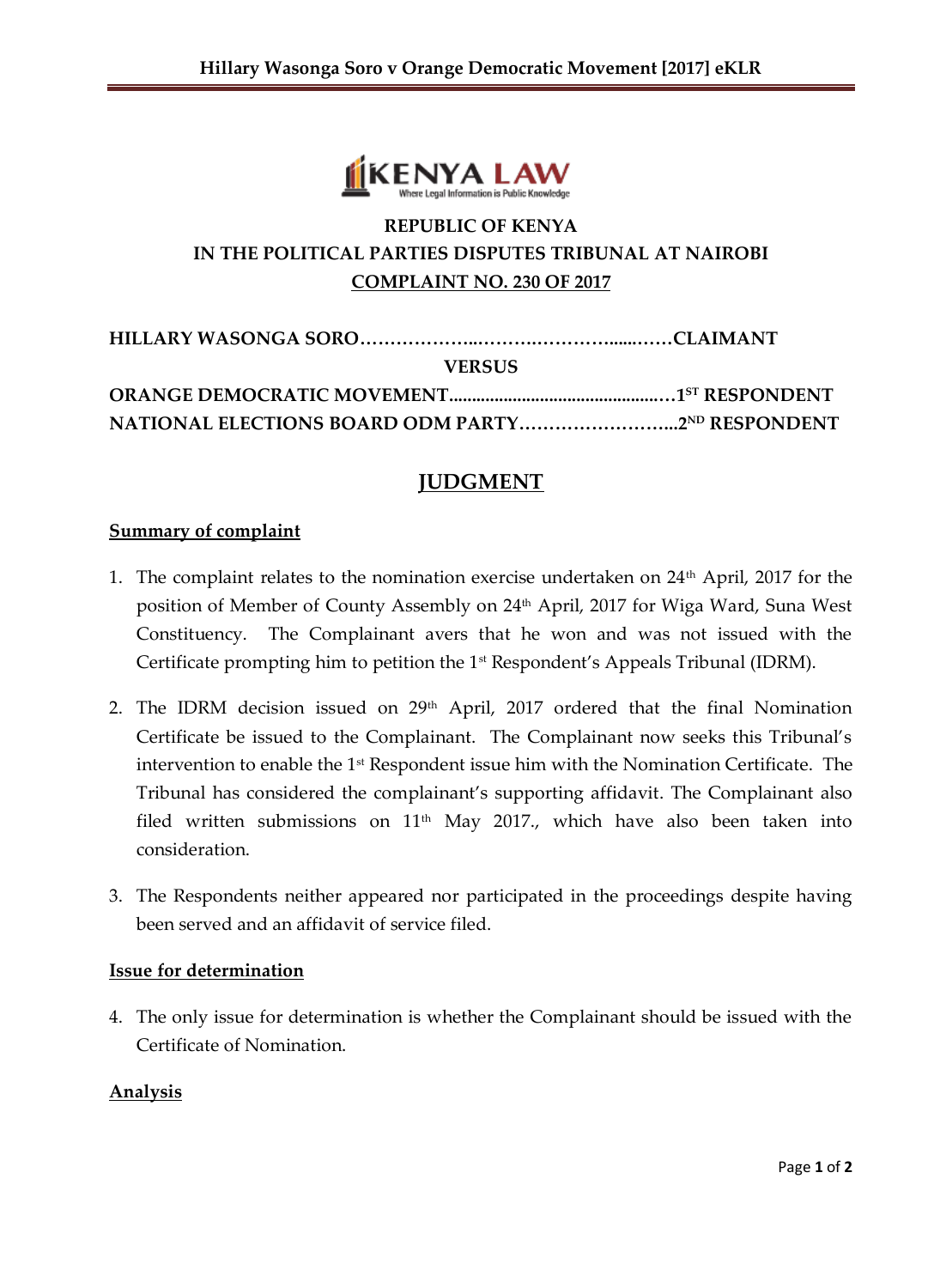**REPUBLIC OF KENYA**

**IN THE POLITICAL PARTIES DISPUTES TRIBUNAL AT NAIROBI**

**COMPLAINT NO. 230 OF 2017**

**HILLARY WASONGA SORO……………….………….…………......……CLAIMANT**

**VERSUS**

**ORANGE DEMOCRATIC MOVEMENT..............................................…1ST RESPONDENT**

**NATIONAL ELECTIONS BOARD ODM PARTY……………………...2ND RESPONDENT**

# JUDGMENT

## Summary of complaint

1. The complaint relates to the nomination exercise undertaken on 24th April, 2017 for the position of Member of County Assembly on 24th April, 2017 for Wiga Ward, Suna West Constituency. The Complainant avers that he won and was not issued with the Certificate prompting him to petition the 1st Respondent's Appeals Tribunal (IDRM).

2. The IDRM decision issued on 29th April, 2017 ordered that the final Nomination Certificate be issued to the Complainant. The Complainant now seeks this Tribunal's intervention to enable the 1st Respondent issue him with the Nomination Certificate. The Tribunal has considered the complainant's supporting affidavit. The Complainant also filed written submissions on 11th May 2017., which have also been taken into consideration.

3. The Respondents neither appeared nor participated in the proceedings despite having been served and an affidavit of service filed.

## Issue for determination

4. The only issue for determination is whether the Complainant should be issued with the Certificate of Nomination.

## Analysis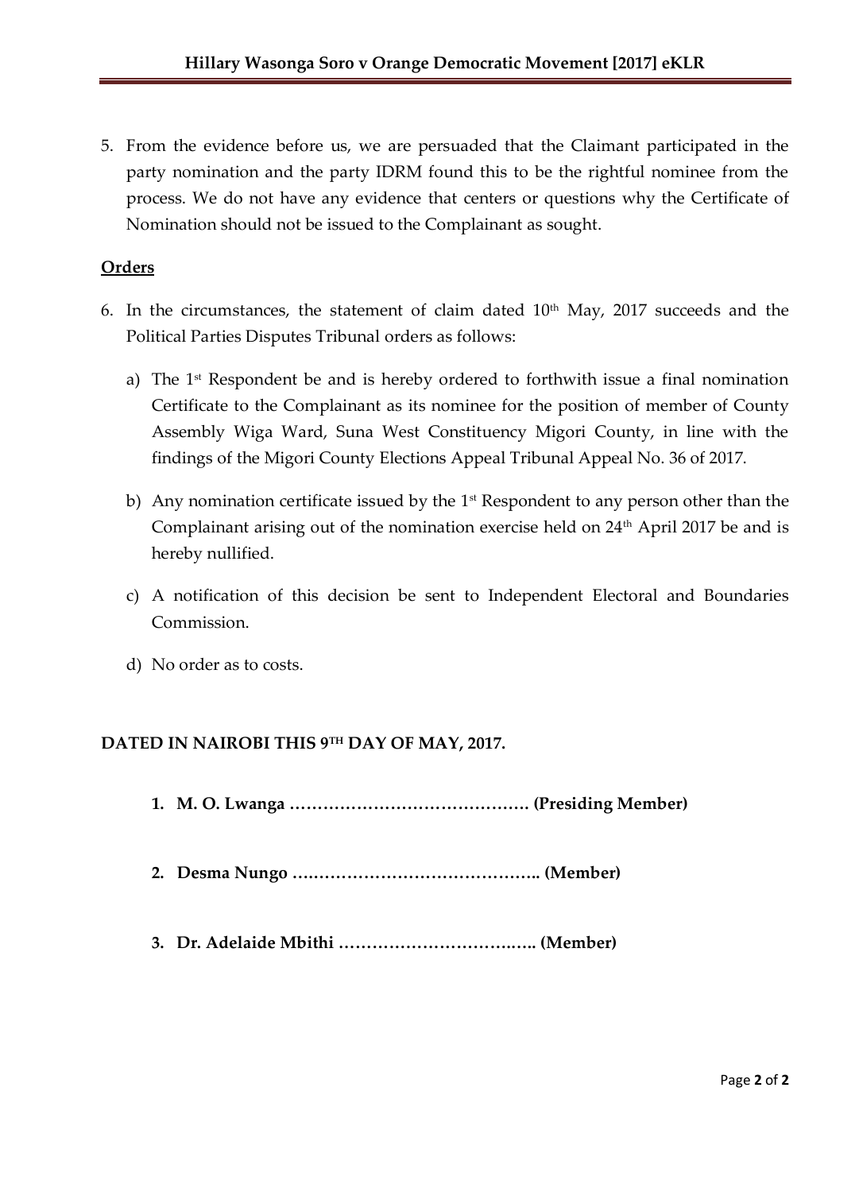5. From the evidence before us, we are persuaded that the Claimant participated in the party nomination and the party IDRM found this to be the rightful nominee from the process. We do not have any evidence that centers or questions why the Certificate of Nomination should not be issued to the Complainant as sought.

**Orders**

6. In the circumstances, the statement of claim dated 10th May, 2017 succeeds and the Political Parties Disputes Tribunal orders as follows:

    a) The 1st Respondent be and is hereby ordered to forthwith issue a final nomination Certificate to the Complainant as its nominee for the position of member of County Assembly Wiga Ward, Suna West Constituency Migori County, in line with the findings of the Migori County Elections Appeal Tribunal Appeal No. 36 of 2017.

    b) Any nomination certificate issued by the 1st Respondent to any person other than the Complainant arising out of the nomination exercise held on 24th April 2017 be and is hereby nullified.

    c) A notification of this decision be sent to Independent Electoral and Boundaries Commission.

    d) No order as to costs.

**DATED IN NAIROBI THIS 9TH DAY OF MAY, 2017.**

1. **M. O. Lwanga ……………………………………. (Presiding Member)**

2. **Desma Nungo …………………………………….. (Member)**

3. **Dr. Adelaide Mbithi …………………………….….. (Member)**